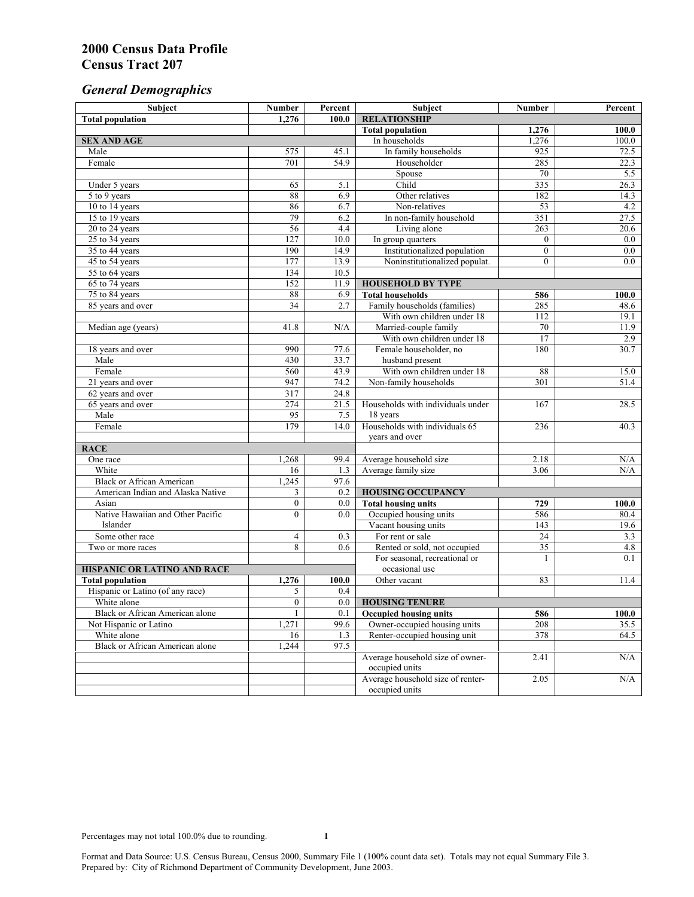# 2000 Census Data Profile
# Census Tract 207

## *General Demographics*

| Subject | Number | Percent | Subject | Number | Percent |
|---|---|---|---|---|---|
| **Total population** | **1,276** | **100.0** | **RELATIONSHIP** | | |
| | | | **Total population** | **1,276** | **100.0** |
| **SEX AND AGE** | | | In households | 1,276 | 100.0 |
| Male | 575 | 45.1 | In family households | 925 | 72.5 |
| Female | 701 | 54.9 | Householder | 285 | 22.3 |
| | | | Spouse | 70 | 5.5 |
| Under 5 years | 65 | 5.1 | Child | 335 | 26.3 |
| 5 to 9 years | 88 | 6.9 | Other relatives | 182 | 14.3 |
| 10 to 14 years | 86 | 6.7 | Non-relatives | 53 | 4.2 |
| 15 to 19 years | 79 | 6.2 | In non-family household | 351 | 27.5 |
| 20 to 24 years | 56 | 4.4 | Living alone | 263 | 20.6 |
| 25 to 34 years | 127 | 10.0 | In group quarters | 0 | 0.0 |
| 35 to 44 years | 190 | 14.9 | Institutionalized population | 0 | 0.0 |
| 45 to 54 years | 177 | 13.9 | Noninstitutionalized populat. | 0 | 0.0 |
| 55 to 64 years | 134 | 10.5 | | | |
| 65 to 74 years | 152 | 11.9 | **HOUSEHOLD BY TYPE** | | |
| 75 to 84 years | 88 | 6.9 | **Total households** | **586** | **100.0** |
| 85 years and over | 34 | 2.7 | Family households (families) | 285 | 48.6 |
| | | | With own children under 18 | 112 | 19.1 |
| Median age (years) | 41.8 | N/A | Married-couple family | 70 | 11.9 |
| | | | With own children under 18 | 17 | 2.9 |
| 18 years and over | 990 | 77.6 | Female householder, no husband present | 180 | 30.7 |
| Male | 430 | 33.7 | | | |
| Female | 560 | 43.9 | With own children under 18 | 88 | 15.0 |
| 21 years and over | 947 | 74.2 | Non-family households | 301 | 51.4 |
| 62 years and over | 317 | 24.8 | | | |
| 65 years and over | 274 | 21.5 | Households with individuals under 18 years | 167 | 28.5 |
| Male | 95 | 7.5 | | | |
| Female | 179 | 14.0 | Households with individuals 65 years and over | 236 | 40.3 |
| **RACE** | | | | | |
| One race | 1,268 | 99.4 | Average household size | 2.18 | N/A |
| White | 16 | 1.3 | Average family size | 3.06 | N/A |
| Black or African American | 1,245 | 97.6 | | | |
| American Indian and Alaska Native | 3 | 0.2 | **HOUSING OCCUPANCY** | | |
| Asian | 0 | 0.0 | **Total housing units** | **729** | **100.0** |
| Native Hawaiian and Other Pacific Islander | 0 | 0.0 | Occupied housing units | 586 | 80.4 |
| | | | Vacant housing units | 143 | 19.6 |
| Some other race | 4 | 0.3 | For rent or sale | 24 | 3.3 |
| Two or more races | 8 | 0.6 | Rented or sold, not occupied | 35 | 4.8 |
| | | | For seasonal, recreational or occasional use | 1 | 0.1 |
| **HISPANIC OR LATINO AND RACE** | | | | | |
| **Total population** | **1,276** | **100.0** | Other vacant | 83 | 11.4 |
| Hispanic or Latino (of any race) | 5 | 0.4 | | | |
| White alone | 0 | 0.0 | **HOUSING TENURE** | | |
| Black or African American alone | 1 | 0.1 | **Occupied housing units** | **586** | **100.0** |
| Not Hispanic or Latino | 1,271 | 99.6 | Owner-occupied housing units | 208 | 35.5 |
| White alone | 16 | 1.3 | Renter-occupied housing unit | 378 | 64.5 |
| Black or African American alone | 1,244 | 97.5 | | | |
| | | | Average household size of owner-occupied units | 2.41 | N/A |
| | | | Average household size of renter-occupied units | 2.05 | N/A |

Percentages may not total 100.0% due to rounding.

Format and Data Source: U.S. Census Bureau, Census 2000, Summary File 1 (100% count data set). Totals may not equal Summary File 3.
Prepared by: City of Richmond Department of Community Development, June 2003.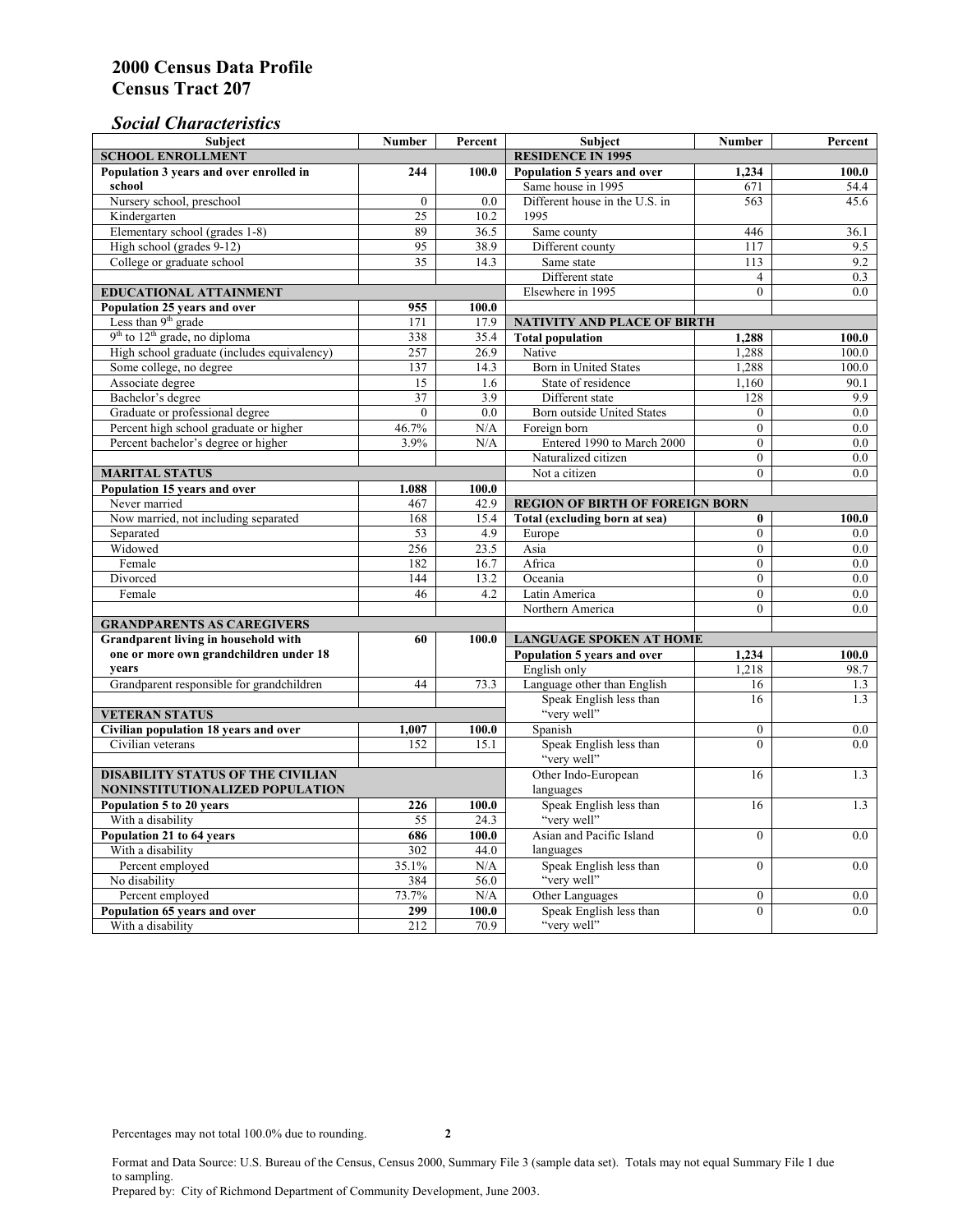# 2000 Census Data Profile
# Census Tract 207

## *Social Characteristics*

| Subject | Number | Percent |
|---|---|---|
| **SCHOOL ENROLLMENT** | | |
| **Population 3 years and over enrolled in school** | **244** | **100.0** |
| Nursery school, preschool | 0 | 0.0 |
| Kindergarten | 25 | 10.2 |
| Elementary school (grades 1-8) | 89 | 36.5 |
| High school (grades 9-12) | 95 | 38.9 |
| College or graduate school | 35 | 14.3 |
| **EDUCATIONAL ATTAINMENT** | | |
| **Population 25 years and over** | **955** | **100.0** |
| Less than 9th grade | 171 | 17.9 |
| 9th to 12th grade, no diploma | 338 | 35.4 |
| High school graduate (includes equivalency) | 257 | 26.9 |
| Some college, no degree | 137 | 14.3 |
| Associate degree | 15 | 1.6 |
| Bachelor's degree | 37 | 3.9 |
| Graduate or professional degree | 0 | 0.0 |
| Percent high school graduate or higher | 46.7% | N/A |
| Percent bachelor's degree or higher | 3.9% | N/A |
| **MARITAL STATUS** | | |
| **Population 15 years and over** | **1.088** | **100.0** |
| Never married | 467 | 42.9 |
| Now married, not including separated | 168 | 15.4 |
| Separated | 53 | 4.9 |
| Widowed | 256 | 23.5 |
| Female | 182 | 16.7 |
| Divorced | 144 | 13.2 |
| Female | 46 | 4.2 |
| **GRANDPARENTS AS CAREGIVERS** | | |
| **Grandparent living in household with one or more own grandchildren under 18 years** | **60** | **100.0** |
| Grandparent responsible for grandchildren | 44 | 73.3 |
| **VETERAN STATUS** | | |
| **Civilian population 18 years and over** | **1,007** | **100.0** |
| Civilian veterans | 152 | 15.1 |
| **DISABILITY STATUS OF THE CIVILIAN NONINSTITUTIONALIZED POPULATION** | | |
| **Population 5 to 20 years** | **226** | **100.0** |
| With a disability | 55 | 24.3 |
| **Population 21 to 64 years** | **686** | **100.0** |
| With a disability | 302 | 44.0 |
| Percent employed | 35.1% | N/A |
| No disability | 384 | 56.0 |
| Percent employed | 73.7% | N/A |
| **Population 65 years and over** | **299** | **100.0** |
| With a disability | 212 | 70.9 |

| Subject | Number | Percent |
|---|---|---|
| **RESIDENCE IN 1995** | | |
| **Population 5 years and over** | **1,234** | **100.0** |
| Same house in 1995 | 671 | 54.4 |
| Different house in the U.S. in 1995 | 563 | 45.6 |
| Same county | 446 | 36.1 |
| Different county | 117 | 9.5 |
| Same state | 113 | 9.2 |
| Different state | 4 | 0.3 |
| Elsewhere in 1995 | 0 | 0.0 |
| **NATIVITY AND PLACE OF BIRTH** | | |
| **Total population** | **1,288** | **100.0** |
| Native | 1,288 | 100.0 |
| Born in United States | 1,288 | 100.0 |
| State of residence | 1,160 | 90.1 |
| Different state | 128 | 9.9 |
| Born outside United States | 0 | 0.0 |
| Foreign born | 0 | 0.0 |
| Entered 1990 to March 2000 | 0 | 0.0 |
| Naturalized citizen | 0 | 0.0 |
| Not a citizen | 0 | 0.0 |
| **REGION OF BIRTH OF FOREIGN BORN** | | |
| **Total (excluding born at sea)** | **0** | **100.0** |
| Europe | 0 | 0.0 |
| Asia | 0 | 0.0 |
| Africa | 0 | 0.0 |
| Oceania | 0 | 0.0 |
| Latin America | 0 | 0.0 |
| Northern America | 0 | 0.0 |
| **LANGUAGE SPOKEN AT HOME** | | |
| **Population 5 years and over** | **1,234** | **100.0** |
| English only | 1,218 | 98.7 |
| Language other than English | 16 | 1.3 |
| Speak English less than "very well" | 16 | 1.3 |
| Spanish | 0 | 0.0 |
| Speak English less than "very well" | 0 | 0.0 |
| Other Indo-European languages | 16 | 1.3 |
| Speak English less than "very well" | 16 | 1.3 |
| Asian and Pacific Island languages | 0 | 0.0 |
| Speak English less than "very well" | 0 | 0.0 |
| Other Languages | 0 | 0.0 |
| Speak English less than "very well" | 0 | 0.0 |

Percentages may not total 100.0% due to rounding.

Format and Data Source: U.S. Bureau of the Census, Census 2000, Summary File 3 (sample data set). Totals may not equal Summary File 1 due to sampling.
Prepared by: City of Richmond Department of Community Development, June 2003.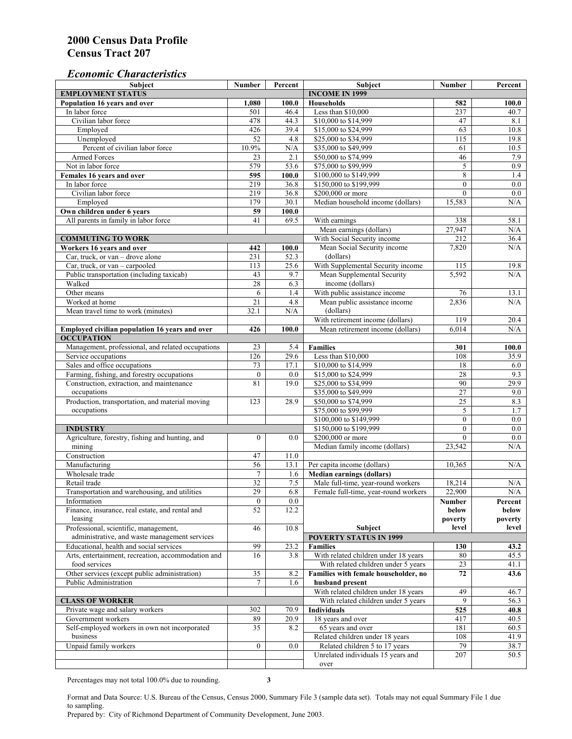# 2000 Census Data Profile
# Census Tract 207

## *Economic Characteristics*

| Subject | Number | Percent |
|---|---|---|
| **EMPLOYMENT STATUS** | | |
| **Population 16 years and over** | **1,080** | **100.0** |
| In labor force | 501 | 46.4 |
| Civilian labor force | 478 | 44.3 |
| Employed | 426 | 39.4 |
| Unemployed | 52 | 4.8 |
| Percent of civilian labor force | 10.9% | N/A |
| Armed Forces | 23 | 2.1 |
| Not in labor force | 579 | 53.6 |
| **Females 16 years and over** | **595** | **100.0** |
| In labor force | 219 | 36.8 |
| Civilian labor force | 219 | 36.8 |
| Employed | 179 | 30.1 |
| **Own children under 6 years** | **59** | **100.0** |
| All parents in family in labor force | 41 | 69.5 |
| **COMMUTING TO WORK** | | |
| **Workers 16 years and over** | **442** | **100.0** |
| Car, truck, or van – drove alone | 231 | 52.3 |
| Car, truck, or van – carpooled | 113 | 25.6 |
| Public transportation (including taxicab) | 43 | 9.7 |
| Walked | 28 | 6.3 |
| Other means | 6 | 1.4 |
| Worked at home | 21 | 4.8 |
| Mean travel time to work (minutes) | 32.1 | N/A |
| **Employed civilian population 16 years and over** | **426** | **100.0** |
| **OCCUPATION** | | |
| Management, professional, and related occupations | 23 | 5.4 |
| Service occupations | 126 | 29.6 |
| Sales and office occupations | 73 | 17.1 |
| Farming, fishing, and forestry occupations | 0 | 0.0 |
| Construction, extraction, and maintenance occupations | 81 | 19.0 |
| Production, transportation, and material moving occupations | 123 | 28.9 |
| **INDUSTRY** | | |
| Agriculture, forestry, fishing and hunting, and mining | 0 | 0.0 |
| Construction | 47 | 11.0 |
| Manufacturing | 56 | 13.1 |
| Wholesale trade | 7 | 1.6 |
| Retail trade | 32 | 7.5 |
| Transportation and warehousing, and utilities | 29 | 6.8 |
| Information | 0 | 0.0 |
| Finance, insurance, real estate, and rental and leasing | 52 | 12.2 |
| Professional, scientific, management, administrative, and waste management services | 46 | 10.8 |
| Educational, health and social services | 99 | 23.2 |
| Arts, entertainment, recreation, accommodation and food services | 16 | 3.8 |
| Other services (except public administration) | 35 | 8.2 |
| Public Administration | 7 | 1.6 |
| **CLASS OF WORKER** | | |
| Private wage and salary workers | 302 | 70.9 |
| Government workers | 89 | 20.9 |
| Self-employed workers in own not incorporated business | 35 | 8.2 |
| Unpaid family workers | 0 | 0.0 |

| Subject | Number | Percent |
|---|---|---|
| **INCOME IN 1999** | | |
| **Households** | **582** | **100.0** |
| Less than $10,000 | 237 | 40.7 |
| $10,000 to $14,999 | 47 | 8.1 |
| $15,000 to $24,999 | 63 | 10.8 |
| $25,000 to $34,999 | 115 | 19.8 |
| $35,000 to $49,999 | 61 | 10.5 |
| $50,000 to $74,999 | 46 | 7.9 |
| $75,000 to $99,999 | 5 | 0.9 |
| $100,000 to $149,999 | 8 | 1.4 |
| $150,000 to $199,999 | 0 | 0.0 |
| $200,000 or more | 0 | 0.0 |
| Median household income (dollars) | 15,583 | N/A |
| With earnings | 338 | 58.1 |
| Mean earnings (dollars) | 27,947 | N/A |
| With Social Security income | 212 | 36.4 |
| Mean Social Security income (dollars) | 7,820 | N/A |
| With Supplemental Security income | 115 | 19.8 |
| Mean Supplemental Security income (dollars) | 5,592 | N/A |
| With public assistance income | 76 | 13.1 |
| Mean public assistance income (dollars) | 2,836 | N/A |
| With retirement income (dollars) | 119 | 20.4 |
| Mean retirement income (dollars) | 6,014 | N/A |
| **Families** | **301** | **100.0** |
| Less than $10,000 | 108 | 35.9 |
| $10,000 to $14,999 | 18 | 6.0 |
| $15,000 to $24,999 | 28 | 9.3 |
| $25,000 to $34,999 | 90 | 29.9 |
| $35,000 to $49,999 | 27 | 9.0 |
| $50,000 to $74,999 | 25 | 8.3 |
| $75,000 to $99,999 | 5 | 1.7 |
| $100,000 to $149,999 | 0 | 0.0 |
| $150,000 to $199,999 | 0 | 0.0 |
| $200,000 or more | 0 | 0.0 |
| Median family income (dollars) | 23,542 | N/A |
| Per capita income (dollars) | 10,365 | N/A |
| **Median earnings (dollars)** | | |
| Male full-time, year-round workers | 18,214 | N/A |
| Female full-time, year-round workers | 22,900 | N/A |

| Subject | Number below poverty level | Percent below poverty level |
|---|---|---|
| **POVERTY STATUS IN 1999** | | |
| **Families** | **130** | **43.2** |
| With related children under 18 years | 80 | 45.5 |
| With related children under 5 years | 23 | 41.1 |
| **Families with female householder, no husband present** | **72** | **43.6** |
| With related children under 18 years | 49 | 46.7 |
| With related children under 5 years | 9 | 56.3 |
| **Individuals** | **525** | **40.8** |
| 18 years and over | 417 | 40.5 |
| 65 years and over | 181 | 60.5 |
| Related children under 18 years | 108 | 41.9 |
| Related children 5 to 17 years | 79 | 38.7 |
| Unrelated individuals 15 years and over | 207 | 50.5 |

Percentages may not total 100.0% due to rounding.

Format and Data Source: U.S. Bureau of the Census, Census 2000, Summary File 3 (sample data set). Totals may not equal Summary File 1 due to sampling.
Prepared by: City of Richmond Department of Community Development, June 2003.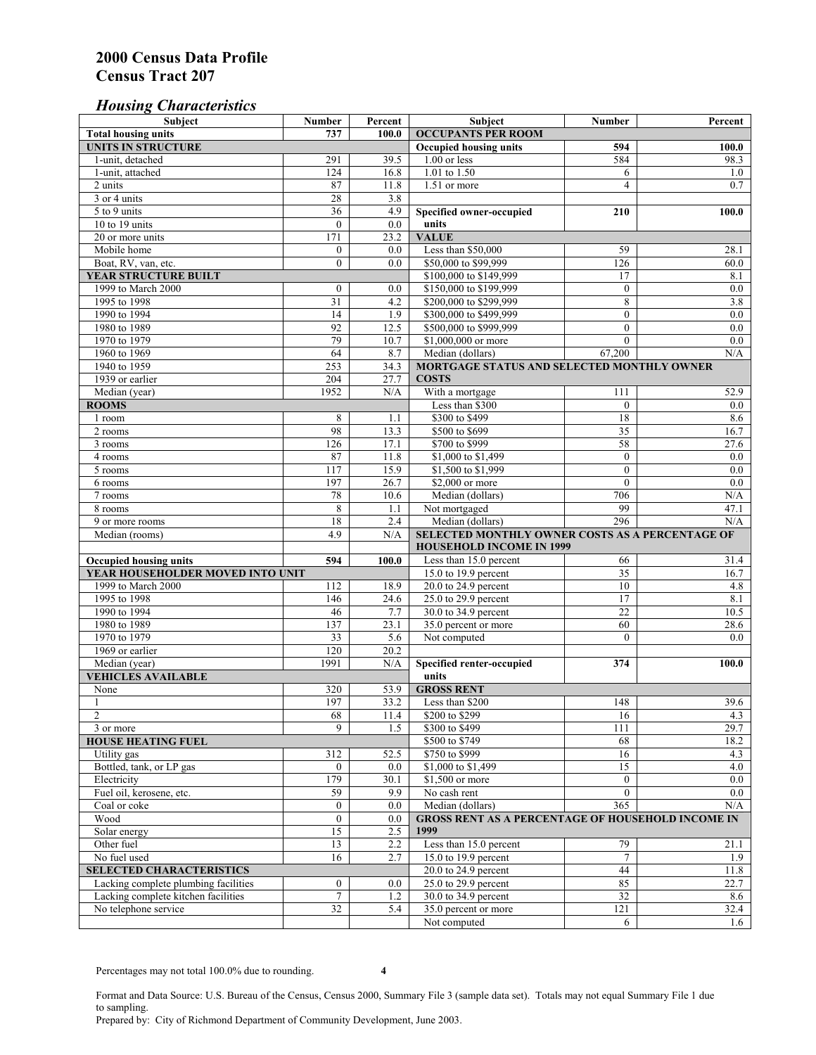# 2000 Census Data Profile
# Census Tract 207

## *Housing Characteristics*

| Subject | Number | Percent | Subject | Number | Percent |
|---|---|---|---|---|---|
| **Total housing units** | **737** | **100.0** | **OCCUPANTS PER ROOM** | | |
| **UNITS IN STRUCTURE** | | | **Occupied housing units** | **594** | **100.0** |
| 1-unit, detached | 291 | 39.5 | 1.00 or less | 584 | 98.3 |
| 1-unit, attached | 124 | 16.8 | 1.01 to 1.50 | 6 | 1.0 |
| 2 units | 87 | 11.8 | 1.51 or more | 4 | 0.7 |
| 3 or 4 units | 28 | 3.8 | | | |
| 5 to 9 units | 36 | 4.9 | **Specified owner-occupied units** | **210** | **100.0** |
| 10 to 19 units | 0 | 0.0 | | | |
| 20 or more units | 171 | 23.2 | **VALUE** | | |
| Mobile home | 0 | 0.0 | Less than $50,000 | 59 | 28.1 |
| Boat, RV, van, etc. | 0 | 0.0 | $50,000 to $99,999 | 126 | 60.0 |
| **YEAR STRUCTURE BUILT** | | | $100,000 to $149,999 | 17 | 8.1 |
| 1999 to March 2000 | 0 | 0.0 | $150,000 to $199,999 | 0 | 0.0 |
| 1995 to 1998 | 31 | 4.2 | $200,000 to $299,999 | 8 | 3.8 |
| 1990 to 1994 | 14 | 1.9 | $300,000 to $499,999 | 0 | 0.0 |
| 1980 to 1989 | 92 | 12.5 | $500,000 to $999,999 | 0 | 0.0 |
| 1970 to 1979 | 79 | 10.7 | $1,000,000 or more | 0 | 0.0 |
| 1960 to 1969 | 64 | 8.7 | Median (dollars) | 67,200 | N/A |
| 1940 to 1959 | 253 | 34.3 | **MORTGAGE STATUS AND SELECTED MONTHLY OWNER COSTS** | | |
| 1939 or earlier | 204 | 27.7 | | | |
| Median (year) | 1952 | N/A | With a mortgage | 111 | 52.9 |
| **ROOMS** | | | Less than $300 | 0 | 0.0 |
| 1 room | 8 | 1.1 | $300 to $499 | 18 | 8.6 |
| 2 rooms | 98 | 13.3 | $500 to $699 | 35 | 16.7 |
| 3 rooms | 126 | 17.1 | $700 to $999 | 58 | 27.6 |
| 4 rooms | 87 | 11.8 | $1,000 to $1,499 | 0 | 0.0 |
| 5 rooms | 117 | 15.9 | $1,500 to $1,999 | 0 | 0.0 |
| 6 rooms | 197 | 26.7 | $2,000 or more | 0 | 0.0 |
| 7 rooms | 78 | 10.6 | Median (dollars) | 706 | N/A |
| 8 rooms | 8 | 1.1 | Not mortgaged | 99 | 47.1 |
| 9 or more rooms | 18 | 2.4 | Median (dollars) | 296 | N/A |
| Median (rooms) | 4.9 | N/A | **SELECTED MONTHLY OWNER COSTS AS A PERCENTAGE OF HOUSEHOLD INCOME IN 1999** | | |
| | | | | | |
| **Occupied housing units** | **594** | **100.0** | Less than 15.0 percent | 66 | 31.4 |
| **YEAR HOUSEHOLDER MOVED INTO UNIT** | | | 15.0 to 19.9 percent | 35 | 16.7 |
| 1999 to March 2000 | 112 | 18.9 | 20.0 to 24.9 percent | 10 | 4.8 |
| 1995 to 1998 | 146 | 24.6 | 25.0 to 29.9 percent | 17 | 8.1 |
| 1990 to 1994 | 46 | 7.7 | 30.0 to 34.9 percent | 22 | 10.5 |
| 1980 to 1989 | 137 | 23.1 | 35.0 percent or more | 60 | 28.6 |
| 1970 to 1979 | 33 | 5.6 | Not computed | 0 | 0.0 |
| 1969 or earlier | 120 | 20.2 | | | |
| Median (year) | 1991 | N/A | **Specified renter-occupied units** | **374** | **100.0** |
| **VEHICLES AVAILABLE** | | | | | |
| None | 320 | 53.9 | **GROSS RENT** | | |
| 1 | 197 | 33.2 | Less than $200 | 148 | 39.6 |
| 2 | 68 | 11.4 | $200 to $299 | 16 | 4.3 |
| 3 or more | 9 | 1.5 | $300 to $499 | 111 | 29.7 |
| **HOUSE HEATING FUEL** | | | $500 to $749 | 68 | 18.2 |
| Utility gas | 312 | 52.5 | $750 to $999 | 16 | 4.3 |
| Bottled, tank, or LP gas | 0 | 0.0 | $1,000 to $1,499 | 15 | 4.0 |
| Electricity | 179 | 30.1 | $1,500 or more | 0 | 0.0 |
| Fuel oil, kerosene, etc. | 59 | 9.9 | No cash rent | 0 | 0.0 |
| Coal or coke | 0 | 0.0 | Median (dollars) | 365 | N/A |
| Wood | 0 | 0.0 | **GROSS RENT AS A PERCENTAGE OF HOUSEHOLD INCOME IN 1999** | | |
| Solar energy | 15 | 2.5 | | | |
| Other fuel | 13 | 2.2 | Less than 15.0 percent | 79 | 21.1 |
| No fuel used | 16 | 2.7 | 15.0 to 19.9 percent | 7 | 1.9 |
| **SELECTED CHARACTERISTICS** | | | 20.0 to 24.9 percent | 44 | 11.8 |
| Lacking complete plumbing facilities | 0 | 0.0 | 25.0 to 29.9 percent | 85 | 22.7 |
| Lacking complete kitchen facilities | 7 | 1.2 | 30.0 to 34.9 percent | 32 | 8.6 |
| No telephone service | 32 | 5.4 | 35.0 percent or more | 121 | 32.4 |
| | | | Not computed | 6 | 1.6 |

Percentages may not total 100.0% due to rounding.

Format and Data Source: U.S. Bureau of the Census, Census 2000, Summary File 3 (sample data set). Totals may not equal Summary File 1 due to sampling.
Prepared by: City of Richmond Department of Community Development, June 2003.